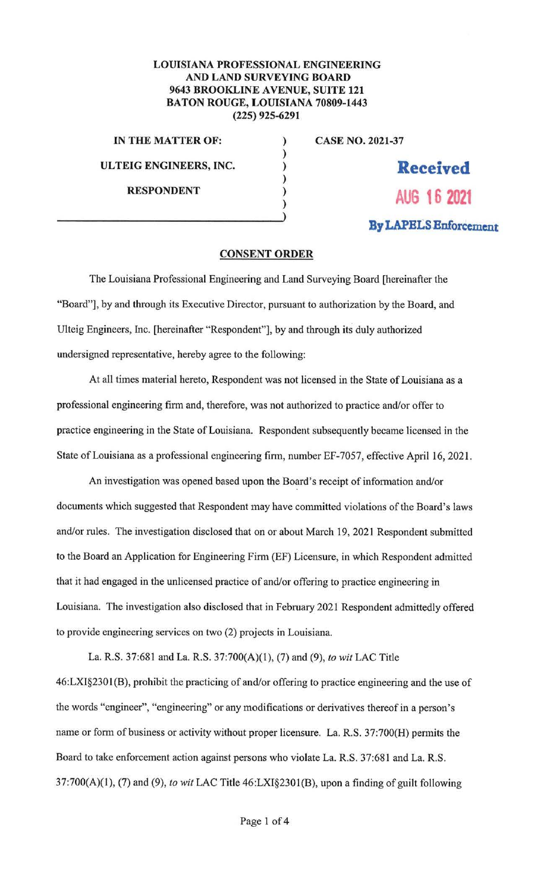**LOUISIANA PROFESSIONAL ENGINEERING AND LAND SURVEYING BOARD**
**9643 BROOKLINE AVENUE, SUITE 121**
**BATON ROUGE, LOUISIANA 70809-1443**
**(225) 925-6291**

| | | |
|---|---|---|
| **IN THE MATTER OF:** | ) | **CASE NO. 2021-37** |
| | ) | |
| **ULTEIG ENGINEERS, INC.** | ) | **Received** |
| | ) | |
| **RESPONDENT** | ) | **AUG 16 2021** |
| | ) | |
| | ) | **By LAPELS Enforcement** |

## CONSENT ORDER

The Louisiana Professional Engineering and Land Surveying Board [hereinafter the "Board"], by and through its Executive Director, pursuant to authorization by the Board, and Ulteig Engineers, Inc. [hereinafter "Respondent"], by and through its duly authorized undersigned representative, hereby agree to the following:

At all times material hereto, Respondent was not licensed in the State of Louisiana as a professional engineering firm and, therefore, was not authorized to practice and/or offer to practice engineering in the State of Louisiana. Respondent subsequently became licensed in the State of Louisiana as a professional engineering firm, number EF-7057, effective April 16, 2021.

An investigation was opened based upon the Board's receipt of information and/or documents which suggested that Respondent may have committed violations of the Board's laws and/or rules. The investigation disclosed that on or about March 19, 2021 Respondent submitted to the Board an Application for Engineering Firm (EF) Licensure, in which Respondent admitted that it had engaged in the unlicensed practice of and/or offering to practice engineering in Louisiana. The investigation also disclosed that in February 2021 Respondent admittedly offered to provide engineering services on two (2) projects in Louisiana.

La. R.S. 37:681 and La. R.S. 37:700(A)(1), (7) and (9), *to wit* LAC Title 46:LXI§2301(B), prohibit the practicing of and/or offering to practice engineering and the use of the words "engineer", "engineering" or any modifications or derivatives thereof in a person's name or form of business or activity without proper licensure. La. R.S. 37:700(H) permits the Board to take enforcement action against persons who violate La. R.S. 37:681 and La. R.S. 37:700(A)(1), (7) and (9), *to wit* LAC Title 46:LXI§2301(B), upon a finding of guilt following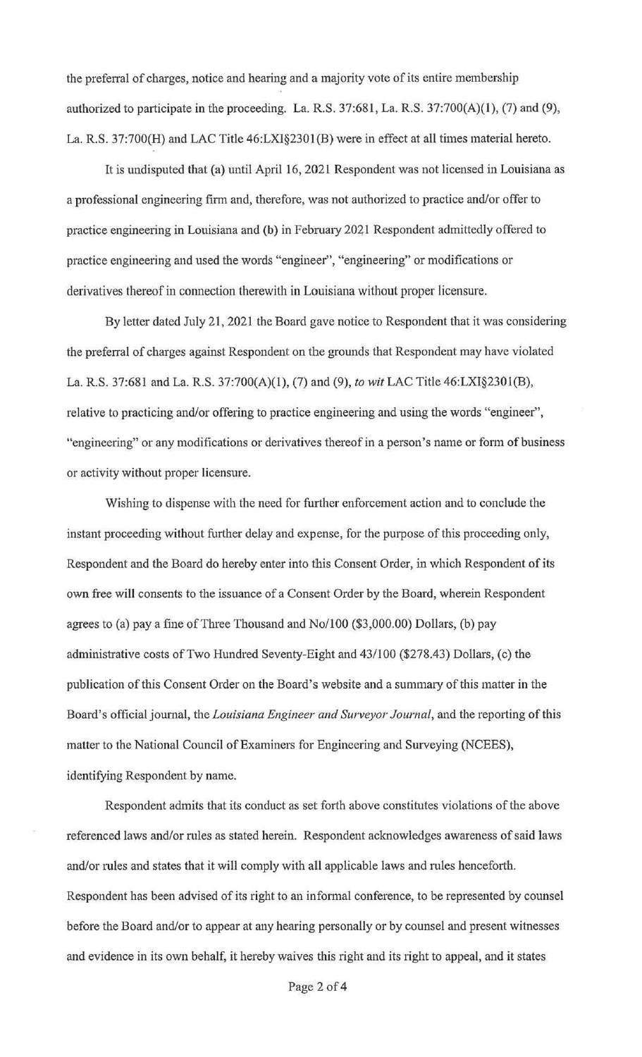the preferral of charges, notice and hearing and a majority vote of its entire membership authorized to participate in the proceeding. La. R.S. 37:681, La. R.S. 37:700(A)(1), (7) and (9), La. R.S. 37:700(H) and LAC Title 46:LXI§2301(B) were in effect at all times material hereto.

It is undisputed that (a) until April 16, 2021 Respondent was not licensed in Louisiana as a professional engineering firm and, therefore, was not authorized to practice and/or offer to practice engineering in Louisiana and (b) in February 2021 Respondent admittedly offered to practice engineering and used the words "engineer", "engineering" or modifications or derivatives thereof in connection therewith in Louisiana without proper licensure.

By letter dated July 21, 2021 the Board gave notice to Respondent that it was considering the preferral of charges against Respondent on the grounds that Respondent may have violated La. R.S. 37:681 and La. R.S. 37:700(A)(1), (7) and (9), *to wit* LAC Title 46:LXI§2301(B), relative to practicing and/or offering to practice engineering and using the words "engineer", "engineering" or any modifications or derivatives thereof in a person's name or form of business or activity without proper licensure.

Wishing to dispense with the need for further enforcement action and to conclude the instant proceeding without further delay and expense, for the purpose of this proceeding only, Respondent and the Board do hereby enter into this Consent Order, in which Respondent of its own free will consents to the issuance of a Consent Order by the Board, wherein Respondent agrees to (a) pay a fine of Three Thousand and No/100 ($3,000.00) Dollars, (b) pay administrative costs of Two Hundred Seventy-Eight and 43/100 ($278.43) Dollars, (c) the publication of this Consent Order on the Board's website and a summary of this matter in the Board's official journal, the *Louisiana Engineer and Surveyor Journal*, and the reporting of this matter to the National Council of Examiners for Engineering and Surveying (NCEES), identifying Respondent by name.

Respondent admits that its conduct as set forth above constitutes violations of the above referenced laws and/or rules as stated herein. Respondent acknowledges awareness of said laws and/or rules and states that it will comply with all applicable laws and rules henceforth. Respondent has been advised of its right to an informal conference, to be represented by counsel before the Board and/or to appear at any hearing personally or by counsel and present witnesses and evidence in its own behalf, it hereby waives this right and its right to appeal, and it states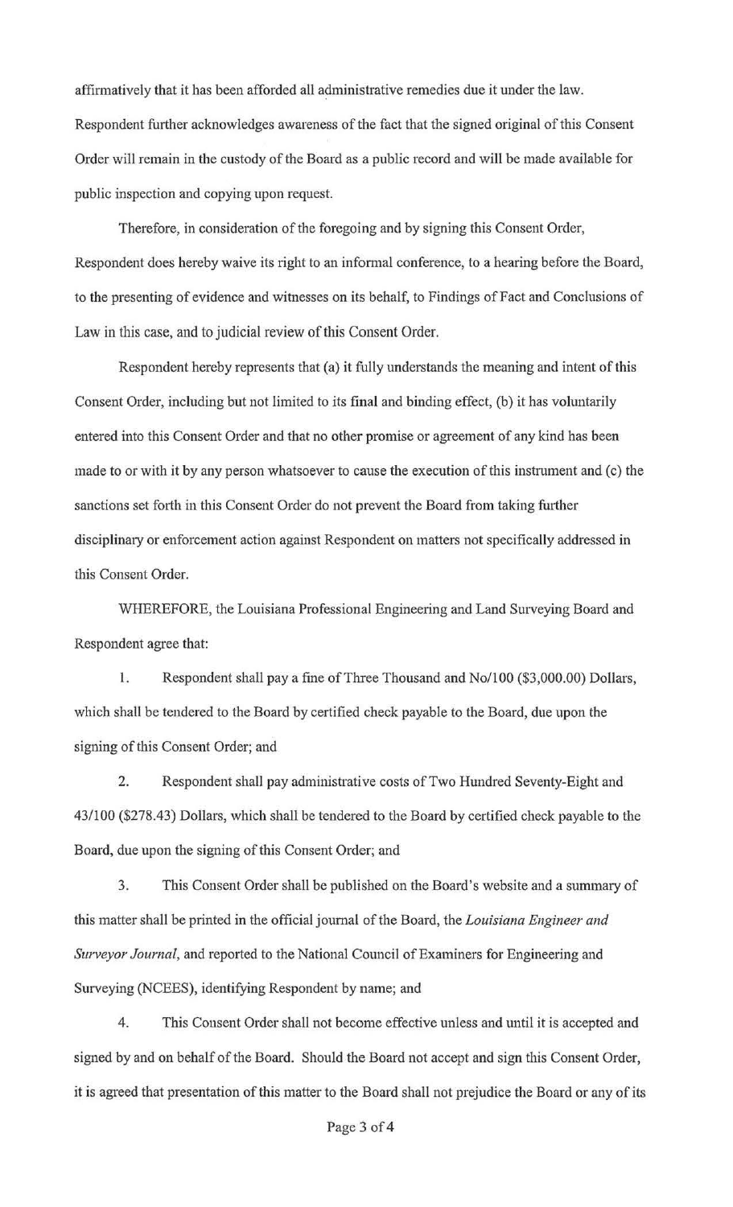affirmatively that it has been afforded all administrative remedies due it under the law. Respondent further acknowledges awareness of the fact that the signed original of this Consent Order will remain in the custody of the Board as a public record and will be made available for public inspection and copying upon request.

Therefore, in consideration of the foregoing and by signing this Consent Order, Respondent does hereby waive its right to an informal conference, to a hearing before the Board, to the presenting of evidence and witnesses on its behalf, to Findings of Fact and Conclusions of Law in this case, and to judicial review of this Consent Order.

Respondent hereby represents that (a) it fully understands the meaning and intent of this Consent Order, including but not limited to its final and binding effect, (b) it has voluntarily entered into this Consent Order and that no other promise or agreement of any kind has been made to or with it by any person whatsoever to cause the execution of this instrument and (c) the sanctions set forth in this Consent Order do not prevent the Board from taking further disciplinary or enforcement action against Respondent on matters not specifically addressed in this Consent Order.

WHEREFORE, the Louisiana Professional Engineering and Land Surveying Board and Respondent agree that:

1. Respondent shall pay a fine of Three Thousand and No/100 ($3,000.00) Dollars, which shall be tendered to the Board by certified check payable to the Board, due upon the signing of this Consent Order; and

2. Respondent shall pay administrative costs of Two Hundred Seventy-Eight and 43/100 ($278.43) Dollars, which shall be tendered to the Board by certified check payable to the Board, due upon the signing of this Consent Order; and

3. This Consent Order shall be published on the Board's website and a summary of this matter shall be printed in the official journal of the Board, the *Louisiana Engineer and Surveyor Journal*, and reported to the National Council of Examiners for Engineering and Surveying (NCEES), identifying Respondent by name; and

4. This Consent Order shall not become effective unless and until it is accepted and signed by and on behalf of the Board. Should the Board not accept and sign this Consent Order, it is agreed that presentation of this matter to the Board shall not prejudice the Board or any of its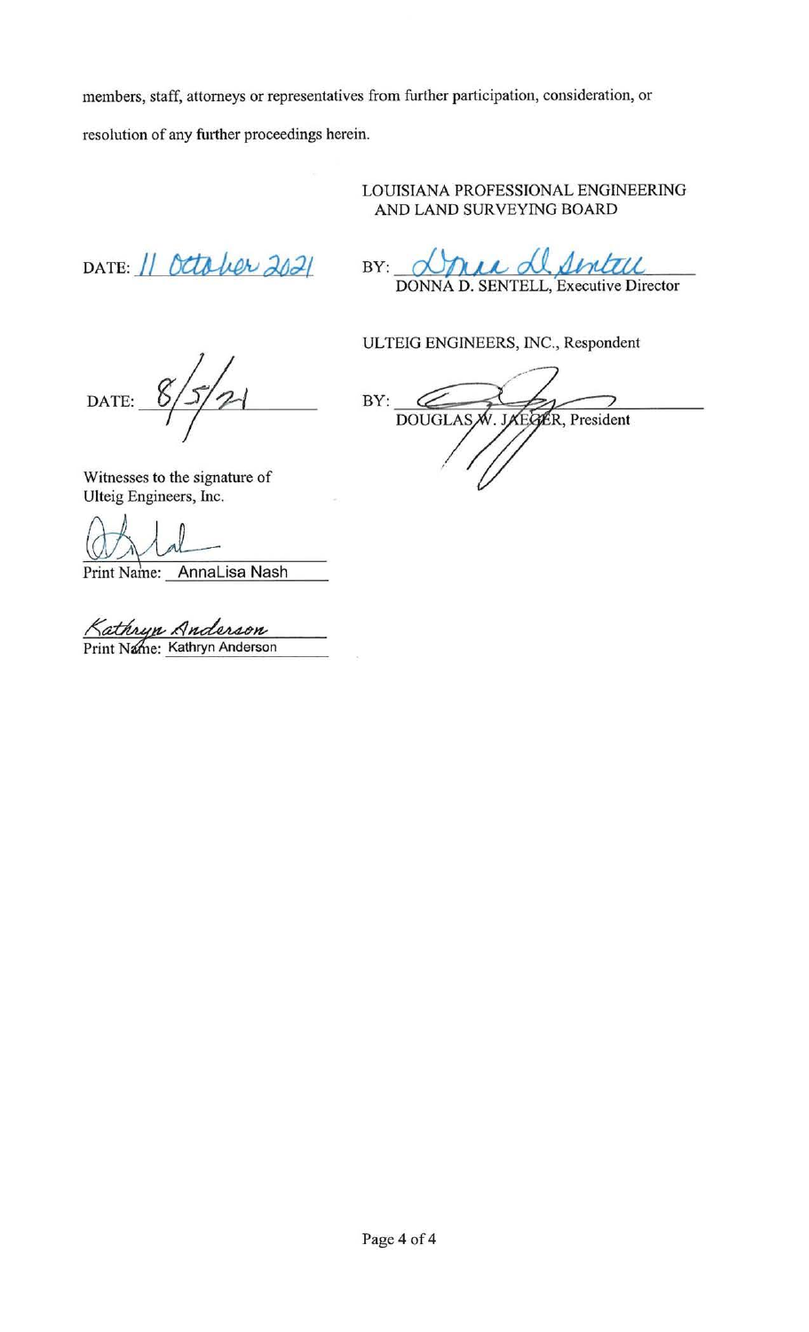members, staff, attorneys or representatives from further participation, consideration, or resolution of any further proceedings herein.

LOUISIANA PROFESSIONAL ENGINEERING AND LAND SURVEYING BOARD

DATE: 11 October 2021

BY: Donna D. Sentell
DONNA D. SENTELL, Executive Director

ULTEIG ENGINEERS, INC., Respondent

DATE: 8/5/21

BY: 
DOUGLAS W. JAEGER, President

Witnesses to the signature of Ulteig Engineers, Inc.

Print Name: AnnaLisa Nash

Kathryn Anderson
Print Name: Kathryn Anderson